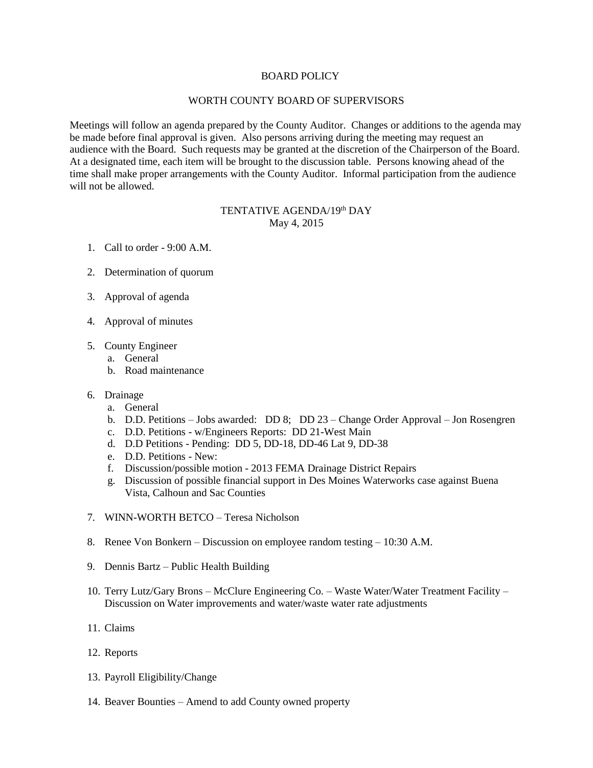# BOARD POLICY

## WORTH COUNTY BOARD OF SUPERVISORS

Meetings will follow an agenda prepared by the County Auditor. Changes or additions to the agenda may be made before final approval is given. Also persons arriving during the meeting may request an audience with the Board. Such requests may be granted at the discretion of the Chairperson of the Board. At a designated time, each item will be brought to the discussion table. Persons knowing ahead of the time shall make proper arrangements with the County Auditor. Informal participation from the audience will not be allowed.

## TENTATIVE AGENDA/19th DAY
May 4, 2015

1. Call to order - 9:00 A.M.

2. Determination of quorum

3. Approval of agenda

4. Approval of minutes

5. County Engineer
   a. General
   b. Road maintenance

6. Drainage
   a. General
   b. D.D. Petitions – Jobs awarded: DD 8; DD 23 – Change Order Approval – Jon Rosengren
   c. D.D. Petitions - w/Engineers Reports: DD 21-West Main
   d. D.D Petitions - Pending: DD 5, DD-18, DD-46 Lat 9, DD-38
   e. D.D. Petitions - New:
   f. Discussion/possible motion - 2013 FEMA Drainage District Repairs
   g. Discussion of possible financial support in Des Moines Waterworks case against Buena Vista, Calhoun and Sac Counties

7. WINN-WORTH BETCO – Teresa Nicholson

8. Renee Von Bonkern – Discussion on employee random testing – 10:30 A.M.

9. Dennis Bartz – Public Health Building

10. Terry Lutz/Gary Brons – McClure Engineering Co. – Waste Water/Water Treatment Facility – Discussion on Water improvements and water/waste water rate adjustments

11. Claims

12. Reports

13. Payroll Eligibility/Change

14. Beaver Bounties – Amend to add County owned property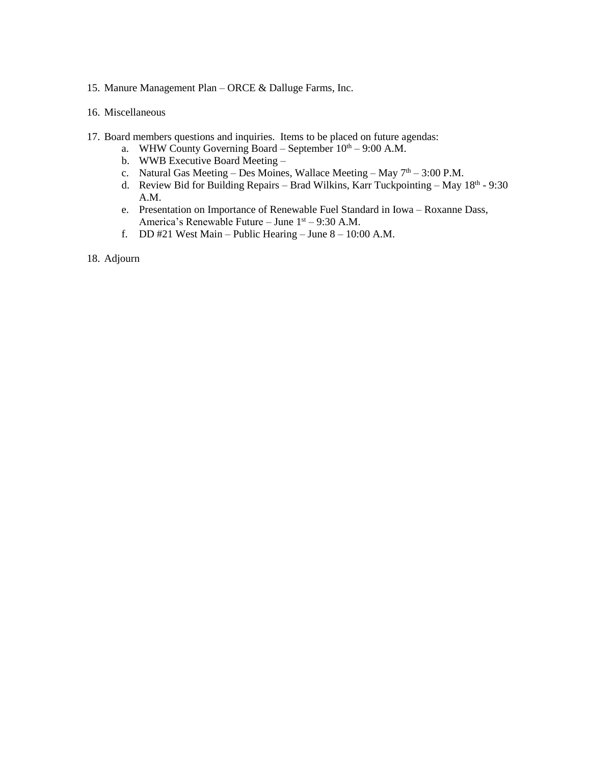15. Manure Management Plan – ORCE & Dalluge Farms, Inc.

16. Miscellaneous

17. Board members questions and inquiries. Items to be placed on future agendas:
    a. WHW County Governing Board – September 10th – 9:00 A.M.
    b. WWB Executive Board Meeting –
    c. Natural Gas Meeting – Des Moines, Wallace Meeting – May 7th – 3:00 P.M.
    d. Review Bid for Building Repairs – Brad Wilkins, Karr Tuckpointing – May 18th - 9:30 A.M.
    e. Presentation on Importance of Renewable Fuel Standard in Iowa – Roxanne Dass, America's Renewable Future – June 1st – 9:30 A.M.
    f. DD #21 West Main – Public Hearing – June 8 – 10:00 A.M.

18. Adjourn